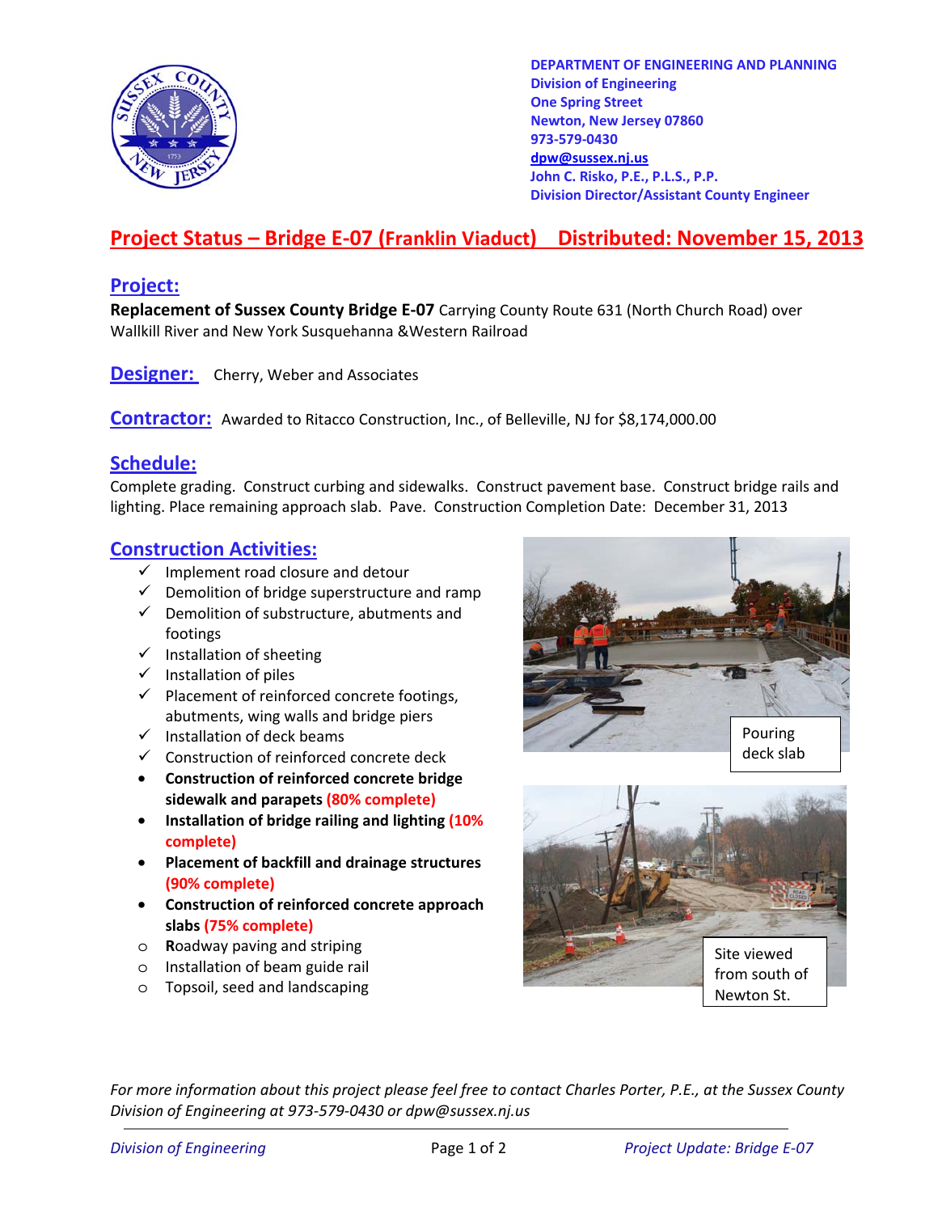**DEPARTMENT OF ENGINEERING AND PLANNING**
**Division of Engineering**
**One Spring Street**
**Newton, New Jersey 07860**
**973-579-0430**
**dpw@sussex.nj.us**
**John C. Risko, P.E., P.L.S., P.P.**
**Division Director/Assistant County Engineer**

# Project Status – Bridge E-07 (Franklin Viaduct) Distributed: November 15, 2013

## Project:

**Replacement of Sussex County Bridge E-07** Carrying County Route 631 (North Church Road) over Wallkill River and New York Susquehanna &Western Railroad

## Designer:

Cherry, Weber and Associates

## Contractor:

Awarded to Ritacco Construction, Inc., of Belleville, NJ for $8,174,000.00

## Schedule:

Complete grading. Construct curbing and sidewalks. Construct pavement base. Construct bridge rails and lighting. Place remaining approach slab. Pave. Construction Completion Date: December 31, 2013

## Construction Activities:

- ✓ Implement road closure and detour
- ✓ Demolition of bridge superstructure and ramp
- ✓ Demolition of substructure, abutments and footings
- ✓ Installation of sheeting
- ✓ Installation of piles
- ✓ Placement of reinforced concrete footings, abutments, wing walls and bridge piers
- ✓ Installation of deck beams
- ✓ Construction of reinforced concrete deck
- **Construction of reinforced concrete bridge sidewalk and parapets (80% complete)**
- **Installation of bridge railing and lighting (10% complete)**
- **Placement of backfill and drainage structures (90% complete)**
- **Construction of reinforced concrete approach slabs (75% complete)**
- o Roadway paving and striping
- o Installation of beam guide rail
- o Topsoil, seed and landscaping

Pouring deck slab

Site viewed from south of Newton St.

*For more information about this project please feel free to contact Charles Porter, P.E., at the Sussex County Division of Engineering at 973-579-0430 or dpw@sussex.nj.us*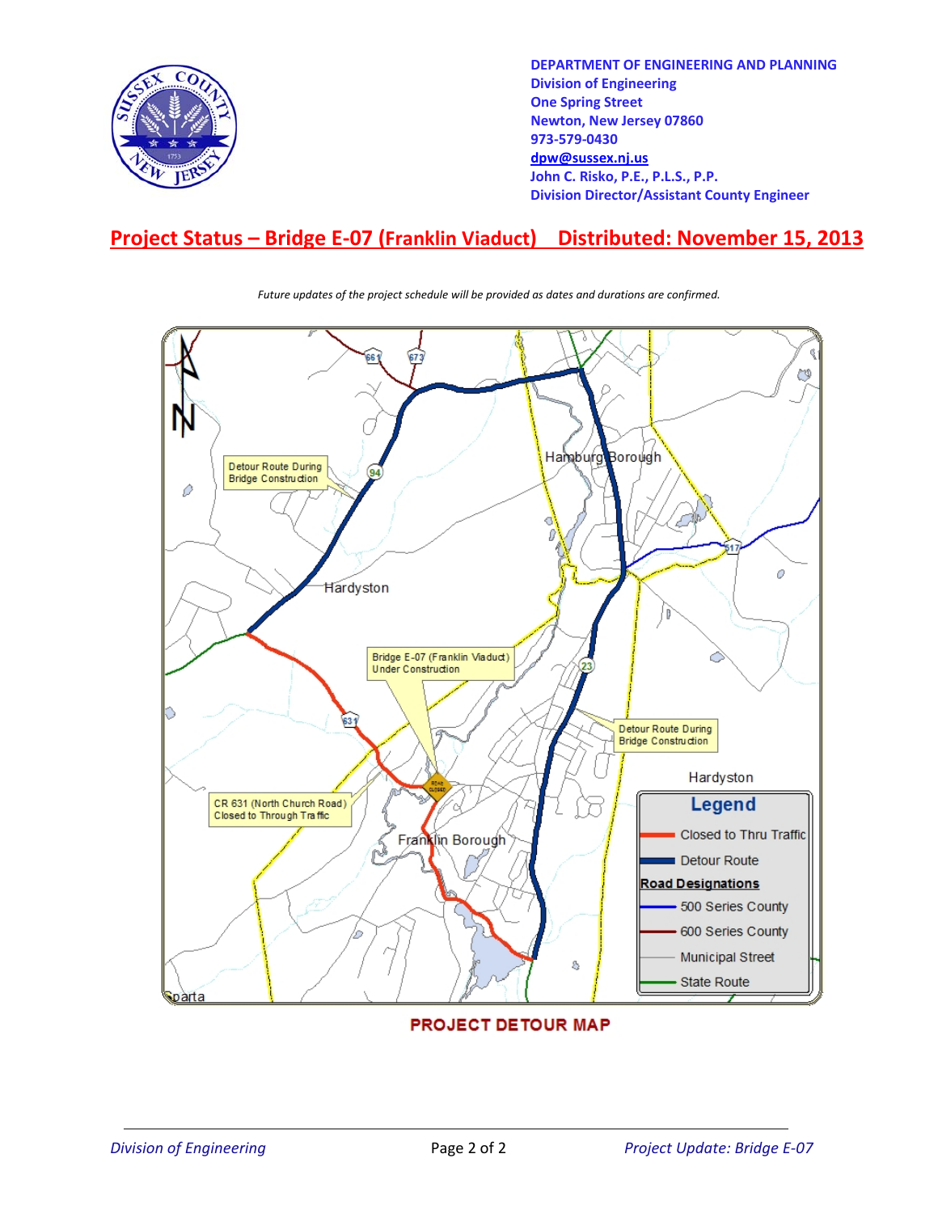DEPARTMENT OF ENGINEERING AND PLANNING
Division of Engineering
One Spring Street
Newton, New Jersey 07860
973-579-0430
dpw@sussex.nj.us
John C. Risko, P.E., P.L.S., P.P.
Division Director/Assistant County Engineer

## Project Status – Bridge E-07 (Franklin Viaduct) Distributed: November 15, 2013

*Future updates of the project schedule will be provided as dates and durations are confirmed.*

Detour Route During Bridge Construction

Hamburg Borough

Hardyston

Bridge E-07 (Franklin Viaduct) Under Construction

Detour Route During Bridge Construction

Hardyston

CR 631 (North Church Road) Closed to Through Traffic

Franklin Borough

Sparta

661

673

94

517

23

631

Legend

Closed to Thru Traffic

Detour Route

Road Designations

500 Series County

600 Series County

Municipal Street

State Route

PROJECT DETOUR MAP